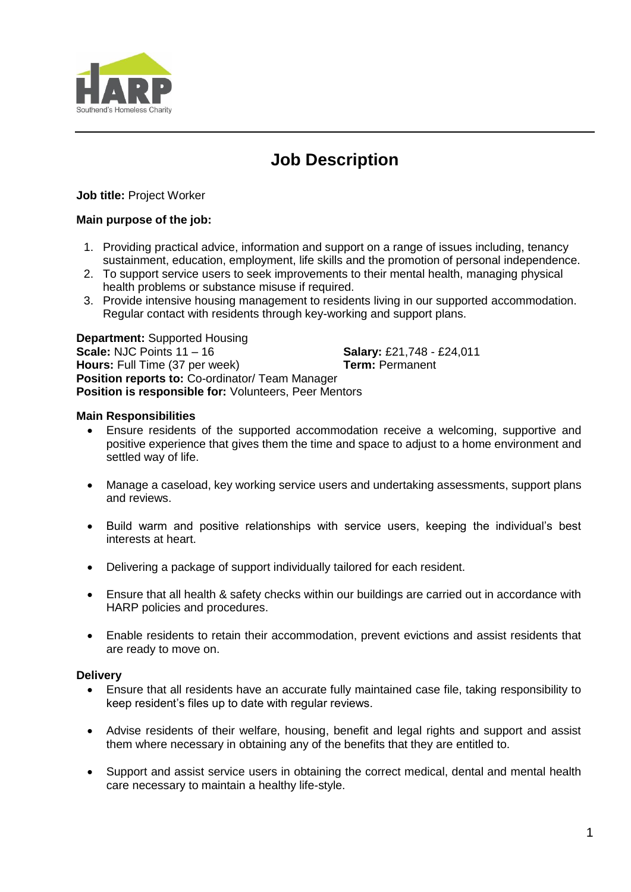HARP

Southend's Homeless Charity

# Job Description

**Job title:** Project Worker

**Main purpose of the job:**

1. Providing practical advice, information and support on a range of issues including, tenancy sustainment, education, employment, life skills and the promotion of personal independence.
2. To support service users to seek improvements to their mental health, managing physical health problems or substance misuse if required.
3. Provide intensive housing management to residents living in our supported accommodation. Regular contact with residents through key-working and support plans.

**Department:** Supported Housing
**Scale:** NJC Points 11 – 16
**Salary:** £21,748 - £24,011
**Hours:** Full Time (37 per week)
**Term:** Permanent
**Position reports to:** Co-ordinator/ Team Manager
**Position is responsible for:** Volunteers, Peer Mentors

**Main Responsibilities**

- Ensure residents of the supported accommodation receive a welcoming, supportive and positive experience that gives them the time and space to adjust to a home environment and settled way of life.
- Manage a caseload, key working service users and undertaking assessments, support plans and reviews.
- Build warm and positive relationships with service users, keeping the individual's best interests at heart.
- Delivering a package of support individually tailored for each resident.
- Ensure that all health & safety checks within our buildings are carried out in accordance with HARP policies and procedures.
- Enable residents to retain their accommodation, prevent evictions and assist residents that are ready to move on.

**Delivery**

- Ensure that all residents have an accurate fully maintained case file, taking responsibility to keep resident's files up to date with regular reviews.
- Advise residents of their welfare, housing, benefit and legal rights and support and assist them where necessary in obtaining any of the benefits that they are entitled to.
- Support and assist service users in obtaining the correct medical, dental and mental health care necessary to maintain a healthy life-style.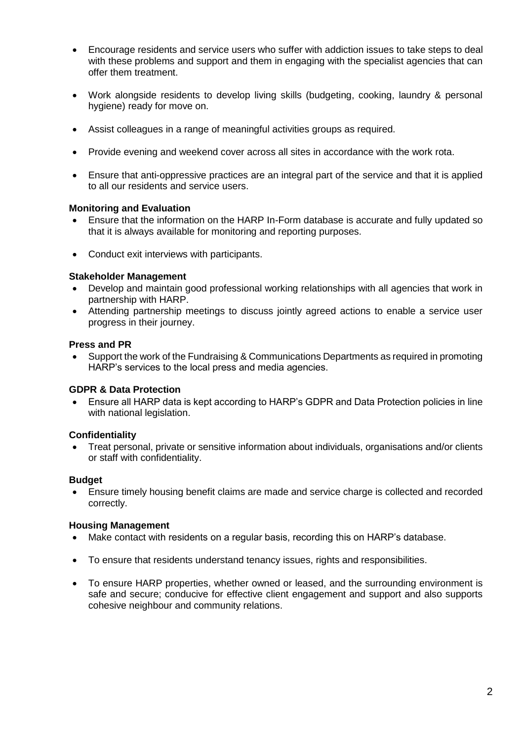- Encourage residents and service users who suffer with addiction issues to take steps to deal with these problems and support and them in engaging with the specialist agencies that can offer them treatment.
- Work alongside residents to develop living skills (budgeting, cooking, laundry & personal hygiene) ready for move on.
- Assist colleagues in a range of meaningful activities groups as required.
- Provide evening and weekend cover across all sites in accordance with the work rota.
- Ensure that anti-oppressive practices are an integral part of the service and that it is applied to all our residents and service users.

**Monitoring and Evaluation**

- Ensure that the information on the HARP In-Form database is accurate and fully updated so that it is always available for monitoring and reporting purposes.
- Conduct exit interviews with participants.

**Stakeholder Management**

- Develop and maintain good professional working relationships with all agencies that work in partnership with HARP.
- Attending partnership meetings to discuss jointly agreed actions to enable a service user progress in their journey.

**Press and PR**

- Support the work of the Fundraising & Communications Departments as required in promoting HARP's services to the local press and media agencies.

**GDPR & Data Protection**

- Ensure all HARP data is kept according to HARP's GDPR and Data Protection policies in line with national legislation.

**Confidentiality**

- Treat personal, private or sensitive information about individuals, organisations and/or clients or staff with confidentiality.

**Budget**

- Ensure timely housing benefit claims are made and service charge is collected and recorded correctly.

**Housing Management**

- Make contact with residents on a regular basis, recording this on HARP's database.
- To ensure that residents understand tenancy issues, rights and responsibilities.
- To ensure HARP properties, whether owned or leased, and the surrounding environment is safe and secure; conducive for effective client engagement and support and also supports cohesive neighbour and community relations.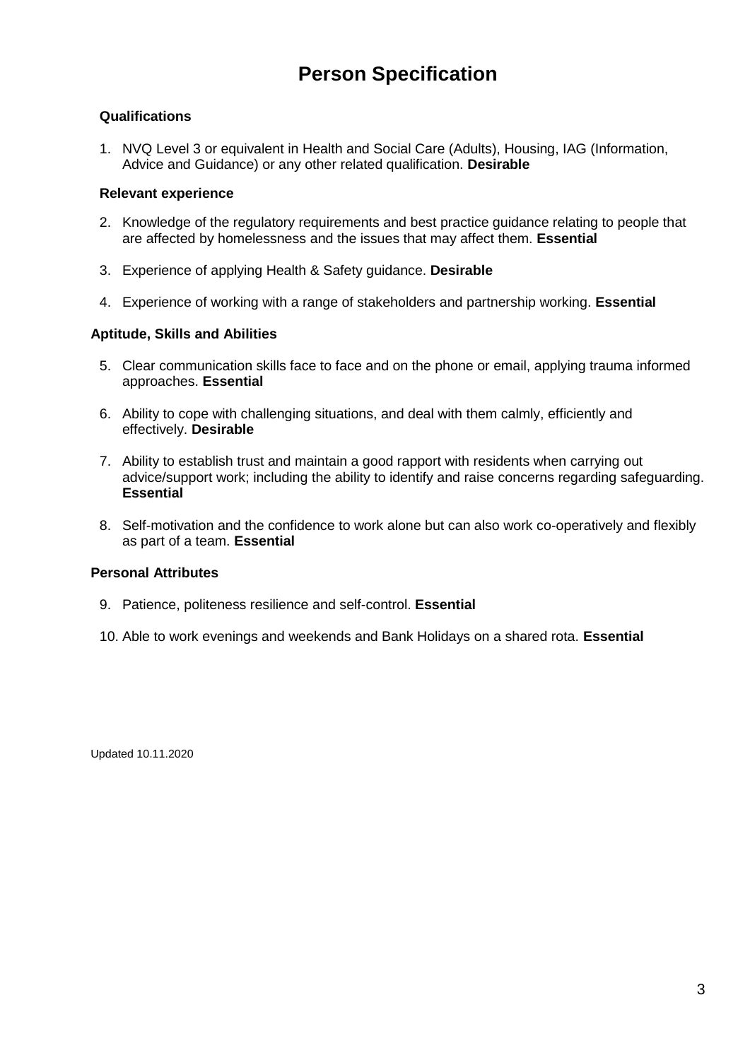# Person Specification

### Qualifications

1. NVQ Level 3 or equivalent in Health and Social Care (Adults), Housing, IAG (Information, Advice and Guidance) or any other related qualification. **Desirable**

### Relevant experience

2. Knowledge of the regulatory requirements and best practice guidance relating to people that are affected by homelessness and the issues that may affect them. **Essential**

3. Experience of applying Health & Safety guidance. **Desirable**

4. Experience of working with a range of stakeholders and partnership working. **Essential**

### Aptitude, Skills and Abilities

5. Clear communication skills face to face and on the phone or email, applying trauma informed approaches. **Essential**

6. Ability to cope with challenging situations, and deal with them calmly, efficiently and effectively. **Desirable**

7. Ability to establish trust and maintain a good rapport with residents when carrying out advice/support work; including the ability to identify and raise concerns regarding safeguarding. **Essential**

8. Self-motivation and the confidence to work alone but can also work co-operatively and flexibly as part of a team. **Essential**

### Personal Attributes

9. Patience, politeness resilience and self-control. **Essential**

10. Able to work evenings and weekends and Bank Holidays on a shared rota. **Essential**

Updated 10.11.2020